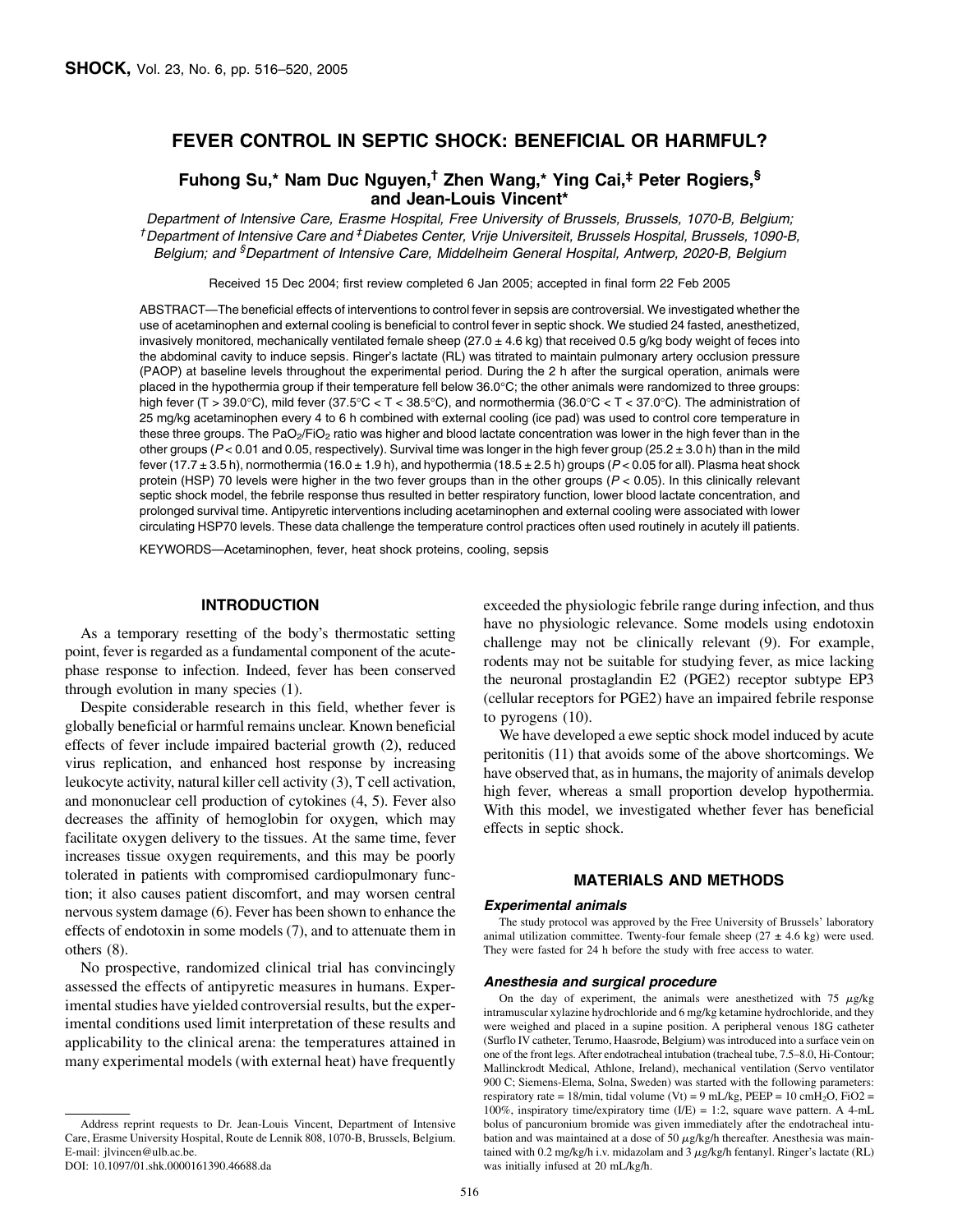# FEVER CONTROL IN SEPTIC SHOCK: BENEFICIAL OR HARMFUL?

**Fuhong Su,\* Nam Duc Nguyen,† Zhen Wang,\* Ying Cai,‡ Peter Rogiers,§ and Jean-Louis Vincent\***

*Department of Intensive Care, Erasme Hospital, Free University of Brussels, Brussels, 1070-B, Belgium; †Department of Intensive Care and ‡Diabetes Center, Vrije Universiteit, Brussels Hospital, Brussels, 1090-B, Belgium; and §Department of Intensive Care, Middelheim General Hospital, Antwerp, 2020-B, Belgium*

Received 15 Dec 2004; first review completed 6 Jan 2005; accepted in final form 22 Feb 2005

ABSTRACT—The beneficial effects of interventions to control fever in sepsis are controversial. We investigated whether the use of acetaminophen and external cooling is beneficial to control fever in septic shock. We studied 24 fasted, anesthetized, invasively monitored, mechanically ventilated female sheep (27.0 ± 4.6 kg) that received 0.5 g/kg body weight of feces into the abdominal cavity to induce sepsis. Ringer's lactate (RL) was titrated to maintain pulmonary artery occlusion pressure (PAOP) at baseline levels throughout the experimental period. During the 2 h after the surgical operation, animals were placed in the hypothermia group if their temperature fell below 36.0°C; the other animals were randomized to three groups: high fever (T > 39.0°C), mild fever (37.5°C < T < 38.5°C), and normothermia (36.0°C < T < 37.0°C). The administration of 25 mg/kg acetaminophen every 4 to 6 h combined with external cooling (ice pad) was used to control core temperature in these three groups. The $PaO_2/FiO_2$ ratio was higher and blood lactate concentration was lower in the high fever than in the other groups ($P < 0.01$ and 0.05, respectively). Survival time was longer in the high fever group (25.2 ± 3.0 h) than in the mild fever (17.7 ± 3.5 h), normothermia (16.0 ± 1.9 h), and hypothermia (18.5 ± 2.5 h) groups ($P < 0.05$ for all). Plasma heat shock protein (HSP) 70 levels were higher in the two fever groups than in the other groups ($P < 0.05$). In this clinically relevant septic shock model, the febrile response thus resulted in better respiratory function, lower blood lactate concentration, and prolonged survival time. Antipyretic interventions including acetaminophen and external cooling were associated with lower circulating HSP70 levels. These data challenge the temperature control practices often used routinely in acutely ill patients.

KEYWORDS—Acetaminophen, fever, heat shock proteins, cooling, sepsis

## INTRODUCTION

As a temporary resetting of the body's thermostatic setting point, fever is regarded as a fundamental component of the acute-phase response to infection. Indeed, fever has been conserved through evolution in many species (1).

Despite considerable research in this field, whether fever is globally beneficial or harmful remains unclear. Known beneficial effects of fever include impaired bacterial growth (2), reduced virus replication, and enhanced host response by increasing leukocyte activity, natural killer cell activity (3), T cell activation, and mononuclear cell production of cytokines (4, 5). Fever also decreases the affinity of hemoglobin for oxygen, which may facilitate oxygen delivery to the tissues. At the same time, fever increases tissue oxygen requirements, and this may be poorly tolerated in patients with compromised cardiopulmonary function; it also causes patient discomfort, and may worsen central nervous system damage (6). Fever has been shown to enhance the effects of endotoxin in some models (7), and to attenuate them in others (8).

No prospective, randomized clinical trial has convincingly assessed the effects of antipyretic measures in humans. Experimental studies have yielded controversial results, but the experimental conditions used limit interpretation of these results and applicability to the clinical arena: the temperatures attained in many experimental models (with external heat) have frequently exceeded the physiologic febrile range during infection, and thus have no physiologic relevance. Some models using endotoxin challenge may not be clinically relevant (9). For example, rodents may not be suitable for studying fever, as mice lacking the neuronal prostaglandin E2 (PGE2) receptor subtype EP3 (cellular receptors for PGE2) have an impaired febrile response to pyrogens (10).

We have developed a ewe septic shock model induced by acute peritonitis (11) that avoids some of the above shortcomings. We have observed that, as in humans, the majority of animals develop high fever, whereas a small proportion develop hypothermia. With this model, we investigated whether fever has beneficial effects in septic shock.

## MATERIALS AND METHODS

### *Experimental animals*

The study protocol was approved by the Free University of Brussels' laboratory animal utilization committee. Twenty-four female sheep (27 ± 4.6 kg) were used. They were fasted for 24 h before the study with free access to water.

### *Anesthesia and surgical procedure*

On the day of experiment, the animals were anesthetized with 75 μg/kg intramuscular xylazine hydrochloride and 6 mg/kg ketamine hydrochloride, and they were weighed and placed in a supine position. A peripheral venous 18G catheter (Surflo IV catheter, Terumo, Haasrode, Belgium) was introduced into a surface vein on one of the front legs. After endotracheal intubation (tracheal tube, 7.5–8.0, Hi-Contour; Mallinckrodt Medical, Athlone, Ireland), mechanical ventilation (Servo ventilator 900 C; Siemens-Elema, Solna, Sweden) was started with the following parameters: respiratory rate = 18/min, tidal volume (Vt) = 9 mL/kg, PEEP = 10 $cmH_2O$, FiO2 = 100%, inspiratory time/expiratory time (I/E) = 1:2, square wave pattern. A 4-mL bolus of pancuronium bromide was given immediately after the endotracheal intubation and was maintained at a dose of 50 μg/kg/h thereafter. Anesthesia was maintained with 0.2 mg/kg/h i.v. midazolam and 3 μg/kg/h fentanyl. Ringer's lactate (RL) was initially infused at 20 mL/kg/h.

Address reprint requests to Dr. Jean-Louis Vincent, Department of Intensive Care, Erasme University Hospital, Route de Lennik 808, 1070-B, Brussels, Belgium. E-mail: jlvincen@ulb.ac.be.

DOI: 10.1097/01.shk.0000161390.46688.da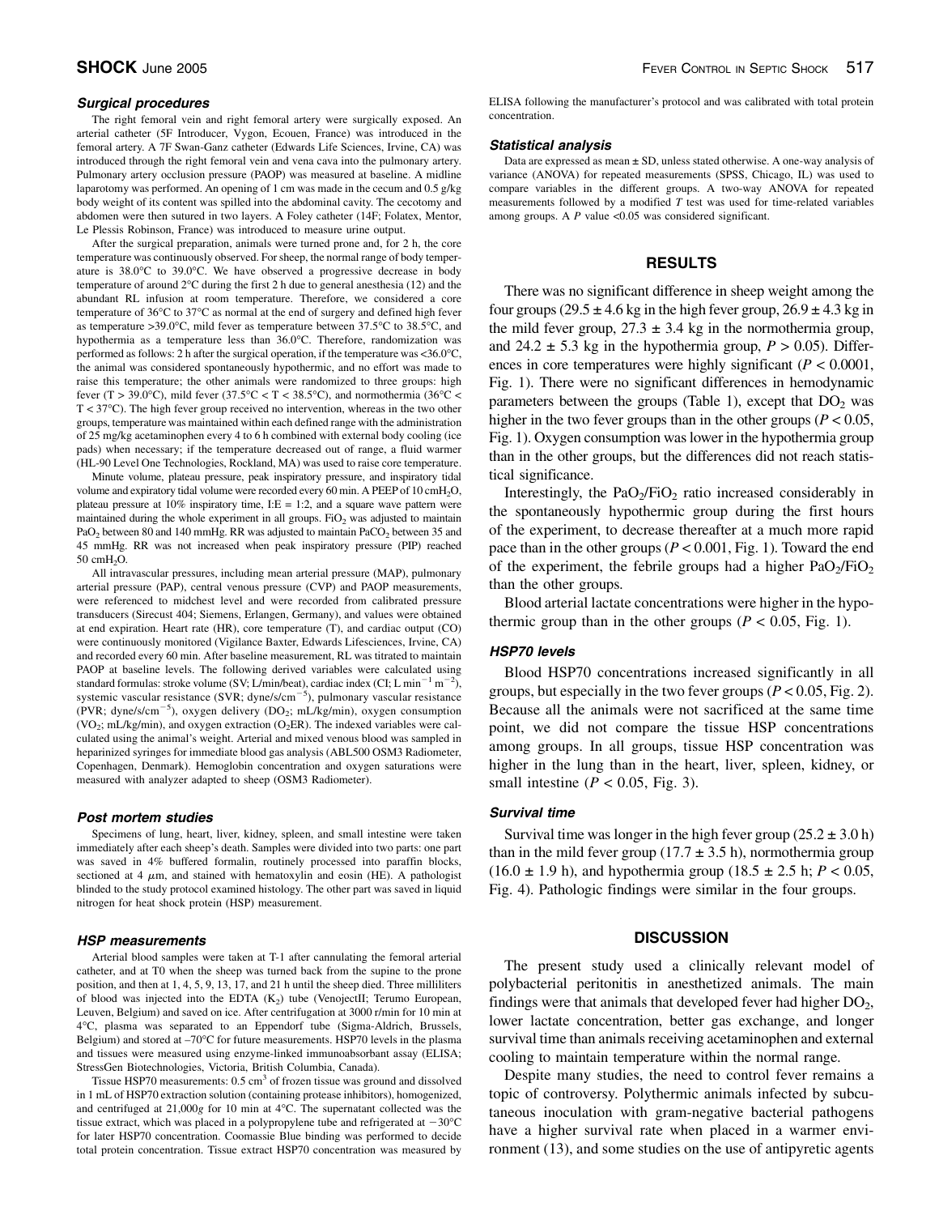#### Surgical procedures

The right femoral vein and right femoral artery were surgically exposed. An arterial catheter (5F Introducer, Vygon, Ecouen, France) was introduced in the femoral artery. A 7F Swan-Ganz catheter (Edwards Life Sciences, Irvine, CA) was introduced through the right femoral vein and vena cava into the pulmonary artery. Pulmonary artery occlusion pressure (PAOP) was measured at baseline. A midline laparotomy was performed. An opening of 1 cm was made in the cecum and 0.5 g/kg body weight of its content was spilled into the abdominal cavity. The cecotomy and abdomen were then sutured in two layers. A Foley catheter (14F; Folatex, Mentor, Le Plessis Robinson, France) was introduced to measure urine output.

After the surgical preparation, animals were turned prone and, for 2 h, the core temperature was continuously observed. For sheep, the normal range of body temperature is 38.0°C to 39.0°C. We have observed a progressive decrease in body temperature of around 2°C during the first 2 h due to general anesthesia (12) and the abundant RL infusion at room temperature. Therefore, we considered a core temperature of 36°C to 37°C as normal at the end of surgery and defined high fever as temperature >39.0°C, mild fever as temperature between 37.5°C to 38.5°C, and hypothermia as a temperature less than 36.0°C. Therefore, randomization was performed as follows: 2 h after the surgical operation, if the temperature was <36.0°C, the animal was considered spontaneously hypothermic, and no effort was made to raise this temperature; the other animals were randomized to three groups: high fever (T > 39.0°C), mild fever (37.5°C < T < 38.5°C), and normothermia (36°C < T < 37°C). The high fever group received no intervention, whereas in the two other groups, temperature was maintained within each defined range with the administration of 25 mg/kg acetaminophen every 4 to 6 h combined with external body cooling (ice pads) when necessary; if the temperature decreased out of range, a fluid warmer (HL-90 Level One Technologies, Rockland, MA) was used to raise core temperature.

Minute volume, plateau pressure, peak inspiratory pressure, and inspiratory tidal volume and expiratory tidal volume were recorded every 60 min. A PEEP of 10 $cmH_2O$, plateau pressure at 10% inspiratory time, I:E = 1:2, and a square wave pattern were maintained during the whole experiment in all groups. $FiO_2$ was adjusted to maintain $PaO_2$ between 80 and 140 mmHg. RR was adjusted to maintain $PaCO_2$ between 35 and 45 mmHg. RR was not increased when peak inspiratory pressure (PIP) reached 50 $cmH_2O$.

All intravascular pressures, including mean arterial pressure (MAP), pulmonary arterial pressure (PAP), central venous pressure (CVP) and PAOP measurements, were referenced to midchest level and were recorded from calibrated pressure transducers (Sirecust 404; Siemens, Erlangen, Germany), and values were obtained at end expiration. Heart rate (HR), core temperature (T), and cardiac output (CO) were continuously monitored (Vigilance Baxter, Edwards Lifesciences, Irvine, CA) and recorded every 60 min. After baseline measurement, RL was titrated to maintain PAOP at baseline levels. The following derived variables were calculated using standard formulas: stroke volume (SV; L/min/beat), cardiac index (CI; L $min^{-1}$ $m^{-2}$), systemic vascular resistance (SVR; dyne/s/$cm^{-5}$), pulmonary vascular resistance (PVR; dyne/s/$cm^{-5}$), oxygen delivery ($DO_2$; mL/kg/min), oxygen consumption ($VO_2$; mL/kg/min), and oxygen extraction ($O_2ER$). The indexed variables were calculated using the animal's weight. Arterial and mixed venous blood was sampled in heparinized syringes for immediate blood gas analysis (ABL500 OSM3 Radiometer, Copenhagen, Denmark). Hemoglobin concentration and oxygen saturations were measured with analyzer adapted to sheep (OSM3 Radiometer).

#### Post mortem studies

Specimens of lung, heart, liver, kidney, spleen, and small intestine were taken immediately after each sheep's death. Samples were divided into two parts: one part was saved in 4% buffered formalin, routinely processed into paraffin blocks, sectioned at 4 $\mu$m, and stained with hematoxylin and eosin (HE). A pathologist blinded to the study protocol examined histology. The other part was saved in liquid nitrogen for heat shock protein (HSP) measurement.

#### HSP measurements

Arterial blood samples were taken at T-1 after cannulating the femoral arterial catheter, and at T0 when the sheep was turned back from the supine to the prone position, and then at 1, 4, 5, 9, 13, 17, and 21 h until the sheep died. Three milliliters of blood was injected into the EDTA ($K_2$) tube (VenojectII; Terumo European, Leuven, Belgium) and saved on ice. After centrifugation at 3000 r/min for 10 min at 4°C, plasma was separated to an Eppendorf tube (Sigma-Aldrich, Brussels, Belgium) and stored at –70°C for future measurements. HSP70 levels in the plasma and tissues were measured using enzyme-linked immunoabsorbant assay (ELISA; StressGen Biotechnologies, Victoria, British Columbia, Canada).

Tissue HSP70 measurements: 0.5 $cm^3$ of frozen tissue was ground and dissolved in 1 mL of HSP70 extraction solution (containing protease inhibitors), homogenized, and centrifuged at 21,000*g* for 10 min at 4°C. The supernatant collected was the tissue extract, which was placed in a polypropylene tube and refrigerated at −30°C for later HSP70 concentration. Coomassie Blue binding was performed to decide total protein concentration. Tissue extract HSP70 concentration was measured by ELISA following the manufacturer's protocol and was calibrated with total protein concentration.

#### Statistical analysis

Data are expressed as mean ± SD, unless stated otherwise. A one-way analysis of variance (ANOVA) for repeated measurements (SPSS, Chicago, IL) was used to compare variables in the different groups. A two-way ANOVA for repeated measurements followed by a modified *T* test was used for time-related variables among groups. A *P* value <0.05 was considered significant.

## RESULTS

There was no significant difference in sheep weight among the four groups (29.5 ± 4.6 kg in the high fever group, 26.9 ± 4.3 kg in the mild fever group, 27.3 ± 3.4 kg in the normothermia group, and 24.2 ± 5.3 kg in the hypothermia group, $P > 0.05$). Differences in core temperatures were highly significant ($P < 0.0001$, Fig. 1). There were no significant differences in hemodynamic parameters between the groups (Table 1), except that $DO_2$ was higher in the two fever groups than in the other groups ($P < 0.05$, Fig. 1). Oxygen consumption was lower in the hypothermia group than in the other groups, but the differences did not reach statistical significance.

Interestingly, the $PaO_2/FiO_2$ ratio increased considerably in the spontaneously hypothermic group during the first hours of the experiment, to decrease thereafter at a much more rapid pace than in the other groups ($P < 0.001$, Fig. 1). Toward the end of the experiment, the febrile groups had a higher $PaO_2/FiO_2$ than the other groups.

Blood arterial lactate concentrations were higher in the hypothermic group than in the other groups ($P < 0.05$, Fig. 1).

#### HSP70 levels

Blood HSP70 concentrations increased significantly in all groups, but especially in the two fever groups ($P < 0.05$, Fig. 2). Because all the animals were not sacrificed at the same time point, we did not compare the tissue HSP concentrations among groups. In all groups, tissue HSP concentration was higher in the lung than in the heart, liver, spleen, kidney, or small intestine ($P < 0.05$, Fig. 3).

#### Survival time

Survival time was longer in the high fever group (25.2 ± 3.0 h) than in the mild fever group (17.7 ± 3.5 h), normothermia group (16.0 ± 1.9 h), and hypothermia group (18.5 ± 2.5 h; $P < 0.05$, Fig. 4). Pathologic findings were similar in the four groups.

## DISCUSSION

The present study used a clinically relevant model of polybacterial peritonitis in anesthetized animals. The main findings were that animals that developed fever had higher $DO_2$, lower lactate concentration, better gas exchange, and longer survival time than animals receiving acetaminophen and external cooling to maintain temperature within the normal range.

Despite many studies, the need to control fever remains a topic of controversy. Polythermic animals infected by subcutaneous inoculation with gram-negative bacterial pathogens have a higher survival rate when placed in a warmer environment (13), and some studies on the use of antipyretic agents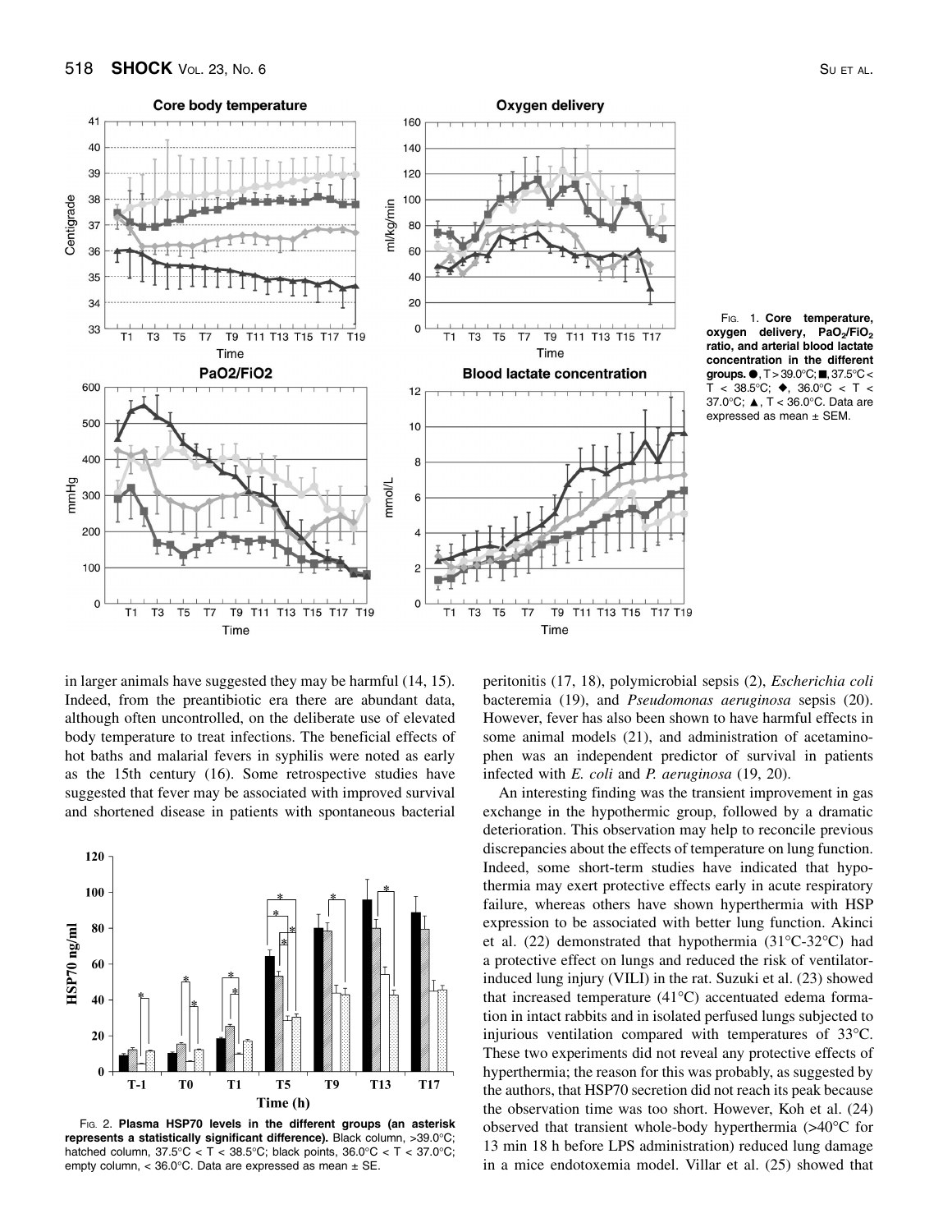Fig. 1. **Core temperature, oxygen delivery, $PaO_2/FiO_2$ ratio, and arterial blood lactate concentration in the different groups.** ●, T > 39.0°C; ■, 37.5°C < T < 38.5°C; ◆, 36.0°C < T < 37.0°C; ▲, T < 36.0°C. Data are expressed as mean ± SEM.

Fig. 2. **Plasma HSP70 levels in the different groups (an asterisk represents a statistically significant difference).** Black column, >39.0°C; hatched column, 37.5°C < T < 38.5°C; black points, 36.0°C < T < 37.0°C; empty column, < 36.0°C. Data are expressed as mean ± SE.

in larger animals have suggested they may be harmful (14, 15). Indeed, from the preantibiotic era there are abundant data, although often uncontrolled, on the deliberate use of elevated body temperature to treat infections. The beneficial effects of hot baths and malarial fevers in syphilis were noted as early as the 15th century (16). Some retrospective studies have suggested that fever may be associated with improved survival and shortened disease in patients with spontaneous bacterial peritonitis (17, 18), polymicrobial sepsis (2), *Escherichia coli* bacteremia (19), and *Pseudomonas aeruginosa* sepsis (20). However, fever has also been shown to have harmful effects in some animal models (21), and administration of acetaminophen was an independent predictor of survival in patients infected with *E. coli* and *P. aeruginosa* (19, 20).

An interesting finding was the transient improvement in gas exchange in the hypothermic group, followed by a dramatic deterioration. This observation may help to reconcile previous discrepancies about the effects of temperature on lung function. Indeed, some short-term studies have indicated that hypothermia may exert protective effects early in acute respiratory failure, whereas others have shown hyperthermia with HSP expression to be associated with better lung function. Akinci et al. (22) demonstrated that hypothermia (31°C-32°C) had a protective effect on lungs and reduced the risk of ventilator-induced lung injury (VILI) in the rat. Suzuki et al. (23) showed that increased temperature (41°C) accentuated edema formation in intact rabbits and in isolated perfused lungs subjected to injurious ventilation compared with temperatures of 33°C. These two experiments did not reveal any protective effects of hyperthermia; the reason for this was probably, as suggested by the authors, that HSP70 secretion did not reach its peak because the observation time was too short. However, Koh et al. (24) observed that transient whole-body hyperthermia (>40°C for 13 min 18 h before LPS administration) reduced lung damage in a mice endotoxemia model. Villar et al. (25) showed that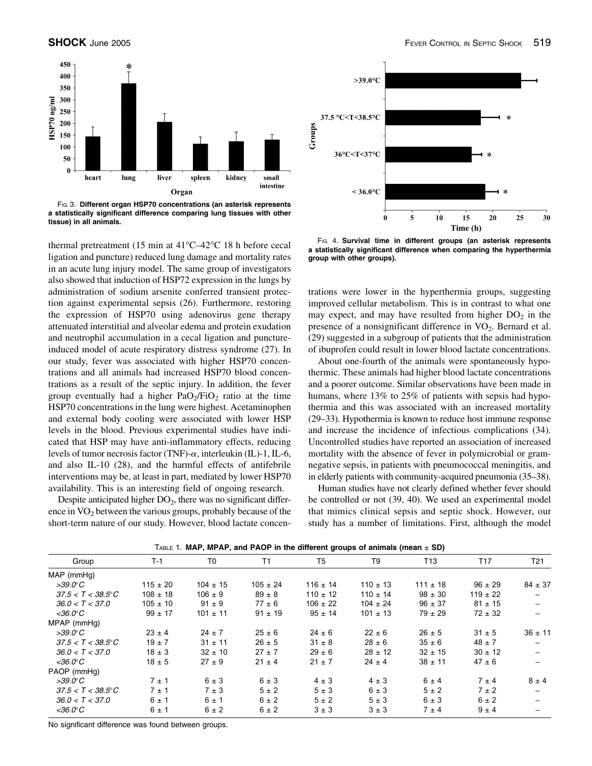FIG. 3. **Different organ HSP70 concentrations (an asterisk represents a statistically significant difference comparing lung tissues with other tissue) in all animals.**

FIG. 4. **Survival time in different groups (an asterisk represents a statistically significant difference when comparing the hyperthermia group with other groups).**

thermal pretreatment (15 min at 41°C–42°C 18 h before cecal ligation and puncture) reduced lung damage and mortality rates in an acute lung injury model. The same group of investigators also showed that induction of HSP72 expression in the lungs by administration of sodium arsenite conferred transient protection against experimental sepsis (26). Furthermore, restoring the expression of HSP70 using adenovirus gene therapy attenuated interstitial and alveolar edema and protein exudation and neutrophil accumulation in a cecal ligation and puncture-induced model of acute respiratory distress syndrome (27). In our study, fever was associated with higher HSP70 concentrations and all animals had increased HSP70 blood concentrations as a result of the septic injury. In addition, the fever group eventually had a higher $PaO_2/FiO_2$ ratio at the time HSP70 concentrations in the lung were highest. Acetaminophen and external body cooling were associated with lower HSP levels in the blood. Previous experimental studies have indicated that HSP may have anti-inflammatory effects, reducing levels of tumor necrosis factor (TNF)-$\alpha$, interleukin (IL)-1, IL-6, and also IL-10 (28), and the harmful effects of antifebrile interventions may be, at least in part, mediated by lower HSP70 availability. This is an interesting field of ongoing research.

Despite anticipated higher $DO_2$, there was no significant difference in $VO_2$ between the various groups, probably because of the short-term nature of our study. However, blood lactate concentrations were lower in the hyperthermia groups, suggesting improved cellular metabolism. This is in contrast to what one may expect, and may have resulted from higher $DO_2$ in the presence of a nonsignificant difference in $VO_2$. Bernard et al. (29) suggested in a subgroup of patients that the administration of ibuprofen could result in lower blood lactate concentrations.

About one-fourth of the animals were spontaneously hypothermic. These animals had higher blood lactate concentrations and a poorer outcome. Similar observations have been made in humans, where 13% to 25% of patients with sepsis had hypothermia and this was associated with an increased mortality (29–33). Hypothermia is known to reduce host immune response and increase the incidence of infectious complications (34). Uncontrolled studies have reported an association of increased mortality with the absence of fever in polymicrobial or gram-negative sepsis, in patients with pneumococcal meningitis, and in elderly patients with community-acquired pneumonia (35–38).

Human studies have not clearly defined whether fever should be controlled or not (39, 40). We used an experimental model that mimics clinical sepsis and septic shock. However, our study has a number of limitations. First, although the model

TABLE 1. **MAP, MPAP, and PAOP in the different groups of animals (mean ± SD)**

| Group | T-1 | T0 | T1 | T5 | T9 | T13 | T17 | T21 |
|---|---|---|---|---|---|---|---|---|
| MAP (mmHg) | | | | | | | | |
| *>39.0°C* | 115 ± 20 | 104 ± 15 | 105 ± 24 | 116 ± 14 | 110 ± 13 | 111 ± 18 | 96 ± 29 | 84 ± 37 |
| *37.5 < T < 38.5°C* | 108 ± 18 | 106 ± 9 | 89 ± 8 | 110 ± 12 | 110 ± 14 | 98 ± 30 | 119 ± 22 | – |
| *36.0 < T < 37.0* | 105 ± 10 | 91 ± 9 | 77 ± 6 | 106 ± 22 | 104 ± 24 | 96 ± 37 | 81 ± 15 | – |
| *<36.0°C* | 99 ± 17 | 101 ± 11 | 91 ± 19 | 95 ± 14 | 101 ± 13 | 79 ± 29 | 72 ± 32 | – |
| MPAP (mmHg) | | | | | | | | |
| *>39.0°C* | 23 ± 4 | 24 ± 7 | 25 ± 6 | 24 ± 6 | 22 ± 6 | 26 ± 5 | 31 ± 5 | 36 ± 11 |
| *37.5 < T < 38.5°C* | 19 ± 7 | 31 ± 11 | 26 ± 5 | 31 ± 8 | 28 ± 6 | 35 ± 6 | 48 ± 7 | – |
| *36.0 < T < 37.0* | 18 ± 3 | 32 ± 10 | 27 ± 7 | 29 ± 6 | 28 ± 12 | 32 ± 15 | 30 ± 12 | – |
| *<36.0°C* | 18 ± 5 | 27 ± 9 | 21 ± 4 | 21 ± 7 | 24 ± 4 | 38 ± 11 | 47 ± 6 | – |
| PAOP (mmHg) | | | | | | | | |
| *>39.0°C* | 7 ± 1 | 6 ± 3 | 6 ± 3 | 4 ± 3 | 4 ± 3 | 6 ± 4 | 7 ± 4 | 8 ± 4 |
| *37.5 < T < 38.5°C* | 7 ± 1 | 7 ± 3 | 5 ± 2 | 5 ± 3 | 6 ± 3 | 5 ± 2 | 7 ± 2 | – |
| *36.0 < T < 37.0* | 6 ± 1 | 6 ± 1 | 6 ± 2 | 5 ± 2 | 5 ± 3 | 6 ± 3 | 6 ± 2 | – |
| *<36.0°C* | 6 ± 1 | 6 ± 2 | 6 ± 2 | 3 ± 3 | 3 ± 3 | 7 ± 4 | 9 ± 4 | – |

No significant difference was found between groups.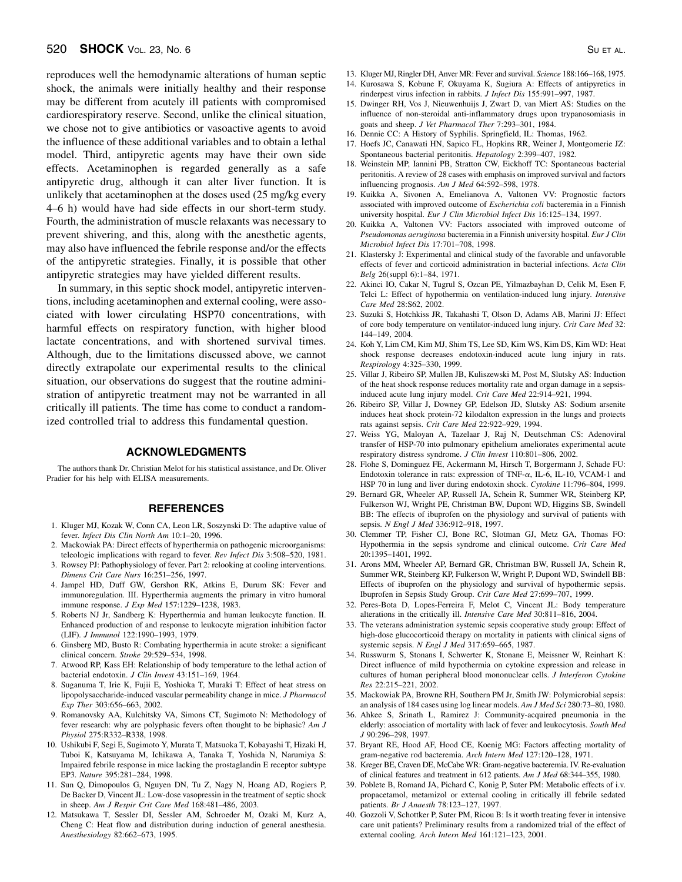reproduces well the hemodynamic alterations of human septic shock, the animals were initially healthy and their response may be different from acutely ill patients with compromised cardiorespiratory reserve. Second, unlike the clinical situation, we chose not to give antibiotics or vasoactive agents to avoid the influence of these additional variables and to obtain a lethal model. Third, antipyretic agents may have their own side effects. Acetaminophen is regarded generally as a safe antipyretic drug, although it can alter liver function. It is unlikely that acetaminophen at the doses used (25 mg/kg every 4–6 h) would have had side effects in our short-term study. Fourth, the administration of muscle relaxants was necessary to prevent shivering, and this, along with the anesthetic agents, may also have influenced the febrile response and/or the effects of the antipyretic strategies. Finally, it is possible that other antipyretic strategies may have yielded different results.

In summary, in this septic shock model, antipyretic interventions, including acetaminophen and external cooling, were associated with lower circulating HSP70 concentrations, with harmful effects on respiratory function, with higher blood lactate concentrations, and with shortened survival times. Although, due to the limitations discussed above, we cannot directly extrapolate our experimental results to the clinical situation, our observations do suggest that the routine administration of antipyretic treatment may not be warranted in all critically ill patients. The time has come to conduct a randomized controlled trial to address this fundamental question.

## ACKNOWLEDGMENTS

The authors thank Dr. Christian Melot for his statistical assistance, and Dr. Oliver Pradier for his help with ELISA measurements.

## REFERENCES

1. Kluger MJ, Kozak W, Conn CA, Leon LR, Soszynski D: The adaptive value of fever. *Infect Dis Clin North Am* 10:1–20, 1996.
2. Mackowiak PA: Direct effects of hyperthermia on pathogenic microorganisms: teleologic implications with regard to fever. *Rev Infect Dis* 3:508–520, 1981.
3. Rowsey PJ: Pathophysiology of fever. Part 2: relooking at cooling interventions. *Dimens Crit Care Nurs* 16:251–256, 1997.
4. Jampel HD, Duff GW, Gershon RK, Atkins E, Durum SK: Fever and immunoregulation. III. Hyperthermia augments the primary in vitro humoral immune response. *J Exp Med* 157:1229–1238, 1983.
5. Roberts NJ Jr, Sandberg K: Hyperthermia and human leukocyte function. II. Enhanced production of and response to leukocyte migration inhibition factor (LIF). *J Immunol* 122:1990–1993, 1979.
6. Ginsberg MD, Busto R: Combating hyperthermia in acute stroke: a significant clinical concern. *Stroke* 29:529–534, 1998.
7. Atwood RP, Kass EH: Relationship of body temperature to the lethal action of bacterial endotoxin. *J Clin Invest* 43:151–169, 1964.
8. Suganuma T, Irie K, Fujii E, Yoshioka T, Muraki T: Effect of heat stress on lipopolysaccharide-induced vascular permeability change in mice. *J Pharmacol Exp Ther* 303:656–663, 2002.
9. Romanovsky AA, Kulchitsky VA, Simons CT, Sugimoto N: Methodology of fever research: why are polyphasic fevers often thought to be biphasic? *Am J Physiol* 275:R332–R338, 1998.
10. Ushikubi F, Segi E, Sugimoto Y, Murata T, Matsuoka T, Kobayashi T, Hizaki H, Tuboi K, Katsuyama M, Ichikawa A, Tanaka T, Yoshida N, Narumiya S: Impaired febrile response in mice lacking the prostaglandin E receptor subtype EP3. *Nature* 395:281–284, 1998.
11. Sun Q, Dimopoulos G, Nguyen DN, Tu Z, Nagy N, Hoang AD, Rogiers P, De Backer D, Vincent JL: Low-dose vasopressin in the treatment of septic shock in sheep. *Am J Respir Crit Care Med* 168:481–486, 2003.
12. Matsukawa T, Sessler DI, Sessler AM, Schroeder M, Ozaki M, Kurz A, Cheng C: Heat flow and distribution during induction of general anesthesia. *Anesthesiology* 82:662–673, 1995.
13. Kluger MJ, Ringler DH, Anver MR: Fever and survival. *Science* 188:166–168, 1975.
14. Kurosawa S, Kobune F, Okuyama K, Sugiura A: Effects of antipyretics in rinderpest virus infection in rabbits. *J Infect Dis* 155:991–997, 1987.
15. Dwinger RH, Vos J, Nieuwenhuijs J, Zwart D, van Miert AS: Studies on the influence of non-steroidal anti-inflammatory drugs upon trypanosomiasis in goats and sheep. *J Vet Pharmacol Ther* 7:293–301, 1984.
16. Dennie CC: A History of Syphilis. Springfield, IL: Thomas, 1962.
17. Hoefs JC, Canawati HN, Sapico FL, Hopkins RR, Weiner J, Montgomerie JZ: Spontaneous bacterial peritonitis. *Hepatology* 2:399–407, 1982.
18. Weinstein MP, Iannini PB, Stratton CW, Eickhoff TC: Spontaneous bacterial peritonitis. A review of 28 cases with emphasis on improved survival and factors influencing prognosis. *Am J Med* 64:592–598, 1978.
19. Kuikka A, Sivonen A, Emelianova A, Valtonen VV: Prognostic factors associated with improved outcome of *Escherichia coli* bacteremia in a Finnish university hospital. *Eur J Clin Microbiol Infect Dis* 16:125–134, 1997.
20. Kuikka A, Valtonen VV: Factors associated with improved outcome of *Pseudomonas aeruginosa* bacteremia in a Finnish university hospital. *Eur J Clin Microbiol Infect Dis* 17:701–708, 1998.
21. Klastersky J: Experimental and clinical study of the favorable and unfavorable effects of fever and corticoid administration in bacterial infections. *Acta Clin Belg* 26(suppl 6):1–84, 1971.
22. Akinci IO, Cakar N, Tugrul S, Ozcan PE, Yilmazbayhan D, Celik M, Esen F, Telci L: Effect of hypothermia on ventilation-induced lung injury. *Intensive Care Med* 28:S62, 2002.
23. Suzuki S, Hotchkiss JR, Takahashi T, Olson D, Adams AB, Marini JJ: Effect of core body temperature on ventilator-induced lung injury. *Crit Care Med* 32: 144–149, 2004.
24. Koh Y, Lim CM, Kim MJ, Shim TS, Lee SD, Kim WS, Kim DS, Kim WD: Heat shock response decreases endotoxin-induced acute lung injury in rats. *Respirology* 4:325–330, 1999.
25. Villar J, Ribeiro SP, Mullen JB, Kuliszewski M, Post M, Slutsky AS: Induction of the heat shock response reduces mortality rate and organ damage in a sepsis-induced acute lung injury model. *Crit Care Med* 22:914–921, 1994.
26. Ribeiro SP, Villar J, Downey GP, Edelson JD, Slutsky AS: Sodium arsenite induces heat shock protein-72 kilodalton expression in the lungs and protects rats against sepsis. *Crit Care Med* 22:922–929, 1994.
27. Weiss YG, Maloyan A, Tazelaar J, Raj N, Deutschman CS: Adenoviral transfer of HSP-70 into pulmonary epithelium ameliorates experimental acute respiratory distress syndrome. *J Clin Invest* 110:801–806, 2002.
28. Flohe S, Dominguez FE, Ackermann M, Hirsch T, Borgermann J, Schade FU: Endotoxin tolerance in rats: expression of TNF-$\alpha$, IL-6, IL-10, VCAM-1 and HSP 70 in lung and liver during endotoxin shock. *Cytokine* 11:796–804, 1999.
29. Bernard GR, Wheeler AP, Russell JA, Schein R, Summer WR, Steinberg KP, Fulkerson WJ, Wright PE, Christman BW, Dupont WD, Higgins SB, Swindell BB: The effects of ibuprofen on the physiology and survival of patients with sepsis. *N Engl J Med* 336:912–918, 1997.
30. Clemmer TP, Fisher CJ, Bone RC, Slotman GJ, Metz GA, Thomas FO: Hypothermia in the sepsis syndrome and clinical outcome. *Crit Care Med* 20:1395–1401, 1992.
31. Arons MM, Wheeler AP, Bernard GR, Christman BW, Russell JA, Schein R, Summer WR, Steinberg KP, Fulkerson W, Wright P, Dupont WD, Swindell BB: Effects of ibuprofen on the physiology and survival of hypothermic sepsis. Ibuprofen in Sepsis Study Group. *Crit Care Med* 27:699–707, 1999.
32. Peres-Bota D, Lopes-Ferreira F, Melot C, Vincent JL: Body temperature alterations in the critically ill. *Intensive Care Med* 30:811–816, 2004.
33. The veterans administration systemic sepsis cooperative study group: Effect of high-dose glucocorticoid therapy on mortality in patients with clinical signs of systemic sepsis. *N Engl J Med* 317:659–665, 1987.
34. Russwurm S, Stonans I, Schwerter K, Stonane E, Meissner W, Reinhart K: Direct influence of mild hypothermia on cytokine expression and release in cultures of human peripheral blood mononuclear cells. *J Interferon Cytokine Res* 22:215–221, 2002.
35. Mackowiak PA, Browne RH, Southern PM Jr, Smith JW: Polymicrobial sepsis: an analysis of 184 cases using log linear models. *Am J Med Sci* 280:73–80, 1980.
36. Ahkee S, Srinath L, Ramirez J: Community-acquired pneumonia in the elderly: association of mortality with lack of fever and leukocytosis. *South Med J* 90:296–298, 1997.
37. Bryant RE, Hood AF, Hood CE, Koenig MG: Factors affecting mortality of gram-negative rod bacteremia. *Arch Intern Med* 127:120–128, 1971.
38. Kreger BE, Craven DE, McCabe WR: Gram-negative bacteremia. IV. Re-evaluation of clinical features and treatment in 612 patients. *Am J Med* 68:344–355, 1980.
39. Poblete B, Romand JA, Pichard C, Konig P, Suter PM: Metabolic effects of i.v. propacetamol, metamizol or external cooling in critically ill febrile sedated patients. *Br J Anaesth* 78:123–127, 1997.
40. Gozzoli V, Schottker P, Suter PM, Ricou B: Is it worth treating fever in intensive care unit patients? Preliminary results from a randomized trial of the effect of external cooling. *Arch Intern Med* 161:121–123, 2001.